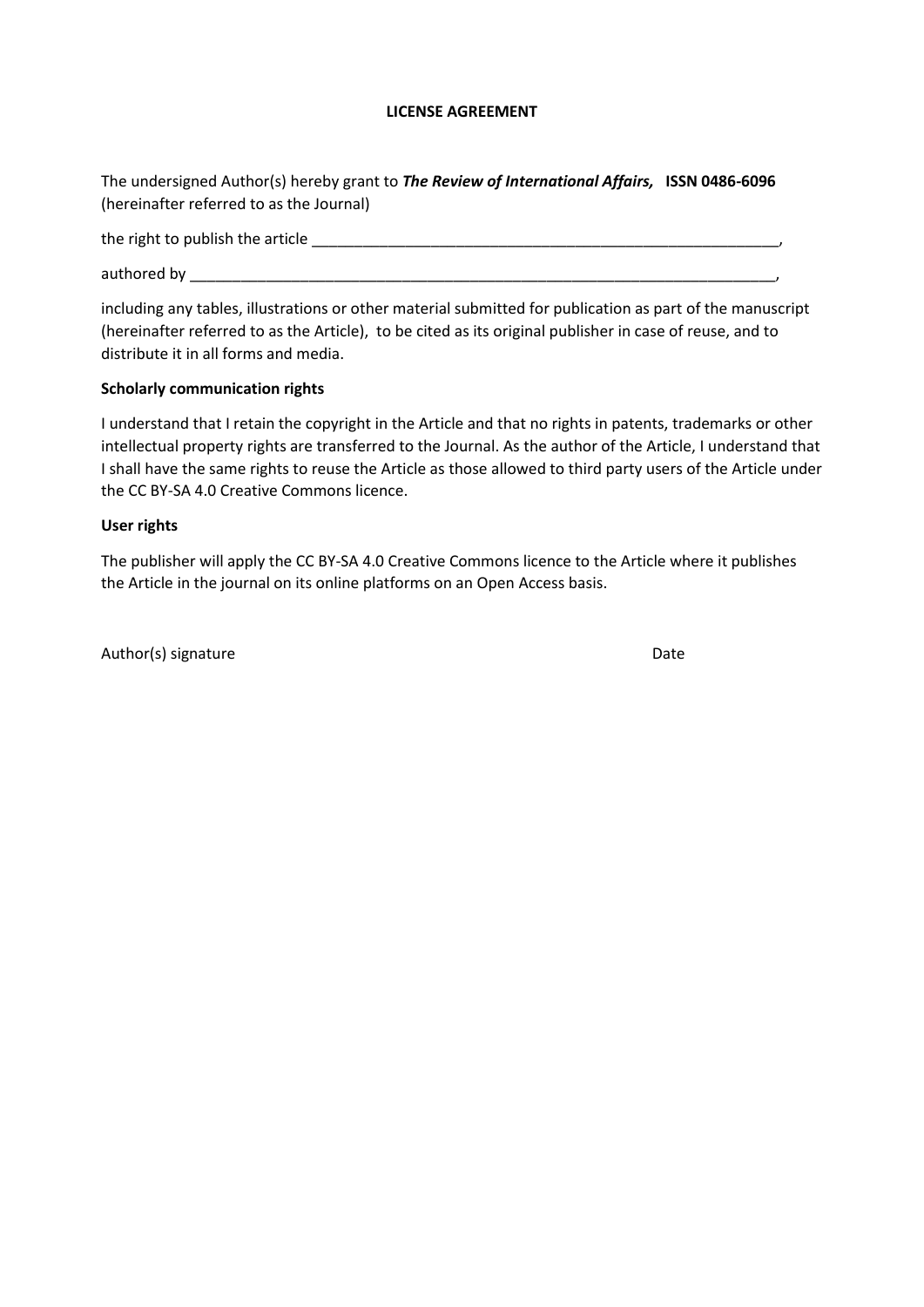**LICENSE AGREEMENT**

The undersigned Author(s) hereby grant to ***The Review of International Affairs,*** **ISSN 0486-6096** (hereinafter referred to as the Journal)

the right to publish the article ________________________________________________________,

authored by ______________________________________________________________________,

including any tables, illustrations or other material submitted for publication as part of the manuscript (hereinafter referred to as the Article), to be cited as its original publisher in case of reuse, and to distribute it in all forms and media.

**Scholarly communication rights**

I understand that I retain the copyright in the Article and that no rights in patents, trademarks or other intellectual property rights are transferred to the Journal. As the author of the Article, I understand that I shall have the same rights to reuse the Article as those allowed to third party users of the Article under the CC BY-SA 4.0 Creative Commons licence.

**User rights**

The publisher will apply the CC BY-SA 4.0 Creative Commons licence to the Article where it publishes the Article in the journal on its online platforms on an Open Access basis.

Author(s) signature                                                                                    Date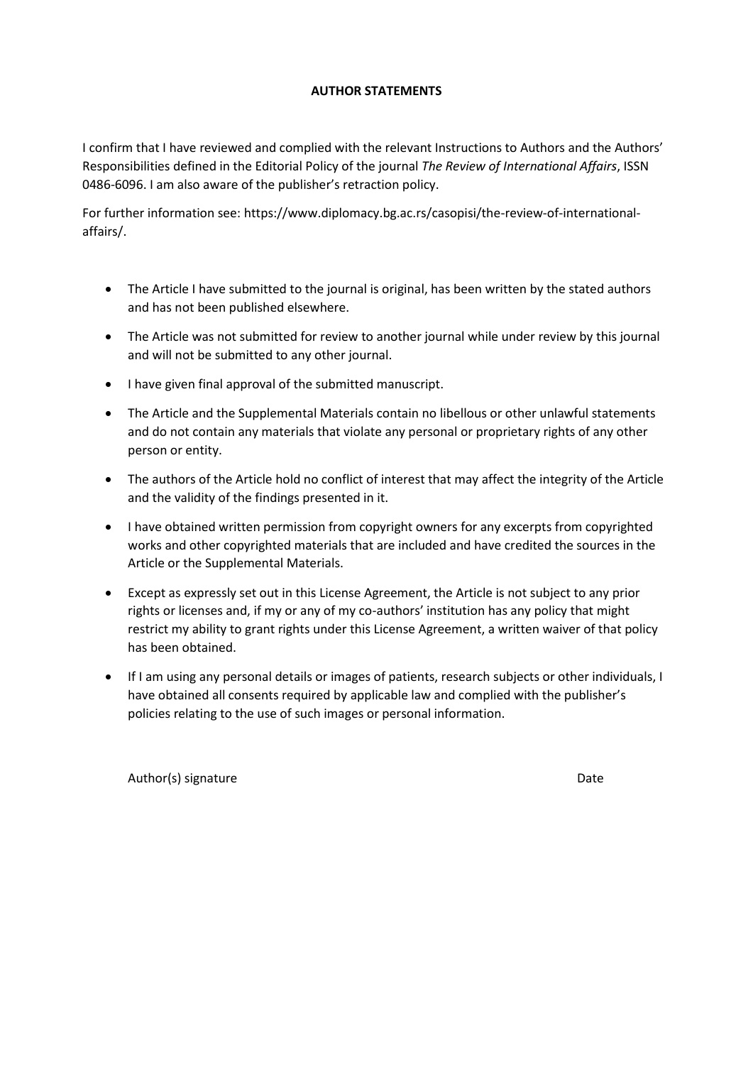**AUTHOR STATEMENTS**

I confirm that I have reviewed and complied with the relevant Instructions to Authors and the Authors' Responsibilities defined in the Editorial Policy of the journal *The Review of International Affairs*, ISSN 0486-6096. I am also aware of the publisher's retraction policy.

For further information see: https://www.diplomacy.bg.ac.rs/casopisi/the-review-of-international-affairs/.

- The Article I have submitted to the journal is original, has been written by the stated authors and has not been published elsewhere.
- The Article was not submitted for review to another journal while under review by this journal and will not be submitted to any other journal.
- I have given final approval of the submitted manuscript.
- The Article and the Supplemental Materials contain no libellous or other unlawful statements and do not contain any materials that violate any personal or proprietary rights of any other person or entity.
- The authors of the Article hold no conflict of interest that may affect the integrity of the Article and the validity of the findings presented in it.
- I have obtained written permission from copyright owners for any excerpts from copyrighted works and other copyrighted materials that are included and have credited the sources in the Article or the Supplemental Materials.
- Except as expressly set out in this License Agreement, the Article is not subject to any prior rights or licenses and, if my or any of my co-authors' institution has any policy that might restrict my ability to grant rights under this License Agreement, a written waiver of that policy has been obtained.
- If I am using any personal details or images of patients, research subjects or other individuals, I have obtained all consents required by applicable law and complied with the publisher's policies relating to the use of such images or personal information.

Author(s) signature Date